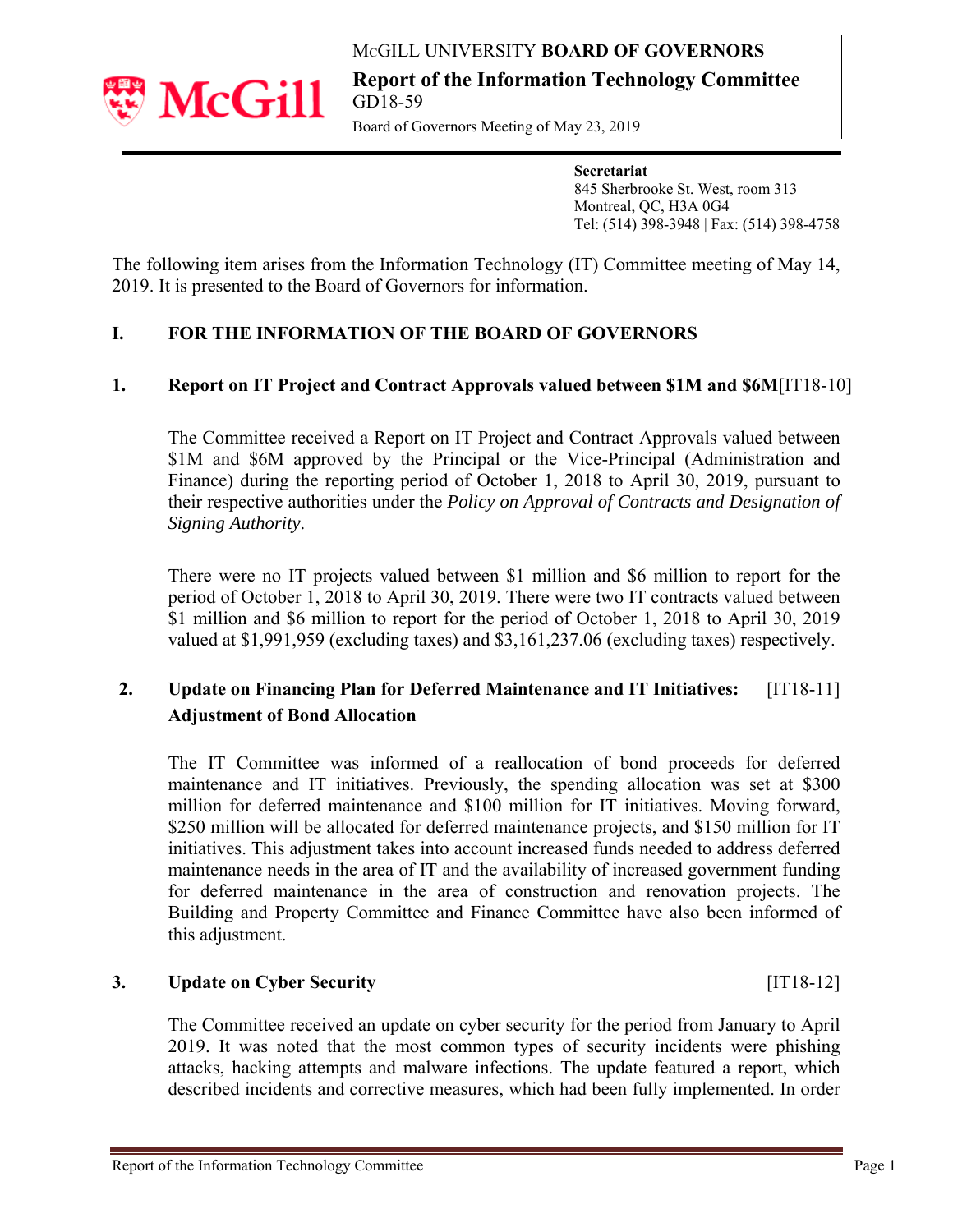McGILL UNIVERSITY **BOARD OF GOVERNORS**

# Report of the Information Technology Committee

GD18-59

Board of Governors Meeting of May 23, 2019

**Secretariat**
845 Sherbrooke St. West, room 313
Montreal, QC, H3A 0G4
Tel: (514) 398-3948 | Fax: (514) 398-4758

The following item arises from the Information Technology (IT) Committee meeting of May 14, 2019. It is presented to the Board of Governors for information.

## I. FOR THE INFORMATION OF THE BOARD OF GOVERNORS

### 1. Report on IT Project and Contract Approvals valued between $1M and $6M [IT18-10]

The Committee received a Report on IT Project and Contract Approvals valued between $1M and $6M approved by the Principal or the Vice-Principal (Administration and Finance) during the reporting period of October 1, 2018 to April 30, 2019, pursuant to their respective authorities under the *Policy on Approval of Contracts and Designation of Signing Authority*.

There were no IT projects valued between $1 million and $6 million to report for the period of October 1, 2018 to April 30, 2019. There were two IT contracts valued between $1 million and $6 million to report for the period of October 1, 2018 to April 30, 2019 valued at $1,991,959 (excluding taxes) and $3,161,237.06 (excluding taxes) respectively.

### 2. Update on Financing Plan for Deferred Maintenance and IT Initiatives: Adjustment of Bond Allocation [IT18-11]

The IT Committee was informed of a reallocation of bond proceeds for deferred maintenance and IT initiatives. Previously, the spending allocation was set at $300 million for deferred maintenance and $100 million for IT initiatives. Moving forward, $250 million will be allocated for deferred maintenance projects, and $150 million for IT initiatives. This adjustment takes into account increased funds needed to address deferred maintenance needs in the area of IT and the availability of increased government funding for deferred maintenance in the area of construction and renovation projects. The Building and Property Committee and Finance Committee have also been informed of this adjustment.

### 3. Update on Cyber Security [IT18-12]

The Committee received an update on cyber security for the period from January to April 2019. It was noted that the most common types of security incidents were phishing attacks, hacking attempts and malware infections. The update featured a report, which described incidents and corrective measures, which had been fully implemented. In order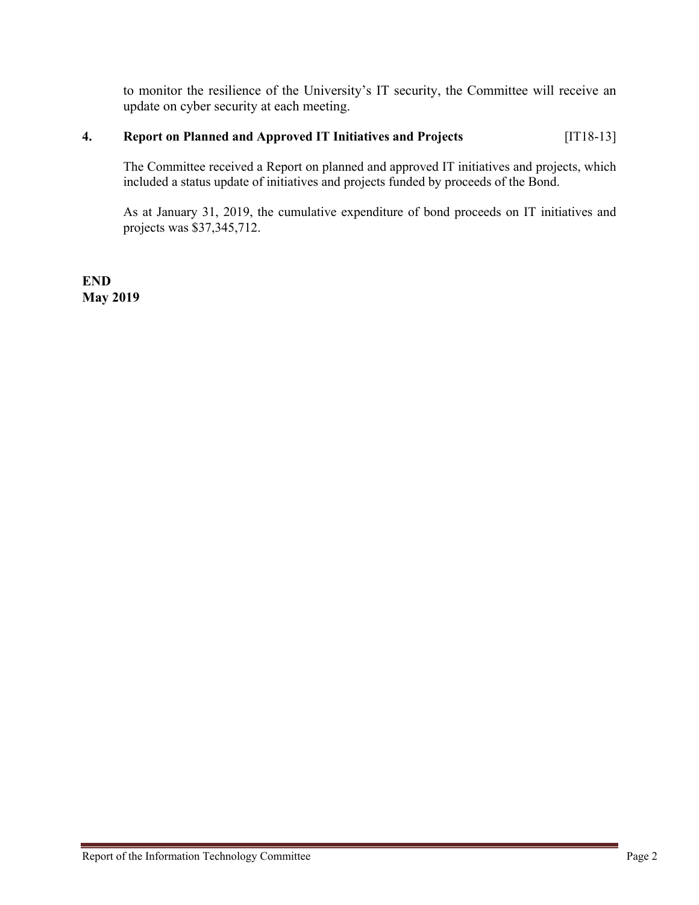to monitor the resilience of the University's IT security, the Committee will receive an update on cyber security at each meeting.

## 4. Report on Planned and Approved IT Initiatives and Projects [IT18-13]

The Committee received a Report on planned and approved IT initiatives and projects, which included a status update of initiatives and projects funded by proceeds of the Bond.

As at January 31, 2019, the cumulative expenditure of bond proceeds on IT initiatives and projects was $37,345,712.

**END**
**May 2019**